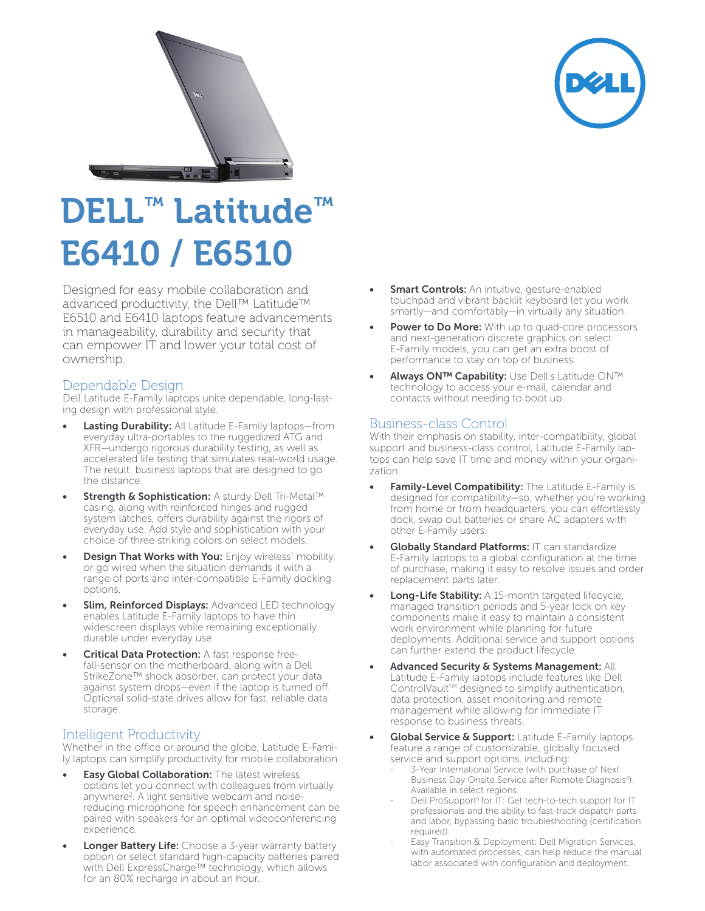# DELL™ Latitude™ E6410 / E6510

Designed for easy mobile collaboration and advanced productivity, the Dell™ Latitude™ E6510 and E6410 laptops feature advancements in manageability, durability and security that can empower IT and lower your total cost of ownership.

## Dependable Design

Dell Latitude E-Family laptops unite dependable, long-lasting design with professional style.

- **Lasting Durability:** All Latitude E-Family laptops—from everyday ultra-portables to the ruggedized ATG and XFR—undergo rigorous durability testing, as well as accelerated life testing that simulates real-world usage. The result: business laptops that are designed to go the distance.
- **Strength & Sophistication:** A sturdy Dell Tri-Metal™ casing, along with reinforced hinges and rugged system latches, offers durability against the rigors of everyday use. Add style and sophistication with your choice of three striking colors on select models.
- **Design That Works with You:** Enjoy wireless[1] mobility, or go wired when the situation demands it with a range of ports and inter-compatible E-Family docking options.
- **Slim, Reinforced Displays:** Advanced LED technology enables Latitude E-Family laptops to have thin widescreen displays while remaining exceptionally durable under everyday use.
- **Critical Data Protection:** A fast response free-fall-sensor on the motherboard, along with a Dell StrikeZone™ shock absorber, can protect your data against system drops—even if the laptop is turned off. Optional solid-state drives allow for fast, reliable data storage.

## Intelligent Productivity

Whether in the office or around the globe, Latitude E-Family laptops can simplify productivity for mobile collaboration.

- **Easy Global Collaboration:** The latest wireless options let you connect with colleagues from virtually anywhere[2]. A light sensitive webcam and noise-reducing microphone for speech enhancement can be paired with speakers for an optimal videoconferencing experience.
- **Longer Battery Life:** Choose a 3-year warranty battery option or select standard high-capacity batteries paired with Dell ExpressCharge™ technology, which allows for an 80% recharge in about an hour.
- **Smart Controls:** An intuitive, gesture-enabled touchpad and vibrant backlit keyboard let you work smartly—and comfortably—in virtually any situation.
- **Power to Do More:** With up to quad-core processors and next-generation discrete graphics on select E-Family models, you can get an extra boost of performance to stay on top of business.
- **Always ON™ Capability:** Use Dell's Latitude ON™ technology to access your e-mail, calendar and contacts without needing to boot up.

## Business-class Control

With their emphasis on stability, inter-compatibility, global support and business-class control, Latitude E-Family laptops can help save IT time and money within your organization.

- **Family-Level Compatibility:** The Latitude E-Family is designed for compatibility—so, whether you're working from home or from headquarters, you can effortlessly dock, swap out batteries or share AC adapters with other E-Family users.
- **Globally Standard Platforms:** IT can standardize E-Family laptops to a global configuration at the time of purchase, making it easy to resolve issues and order replacement parts later.
- **Long-Life Stability:** A 15-month targeted lifecycle, managed transition periods and 5-year lock on key components make it easy to maintain a consistent work environment while planning for future deployments. Additional service and support options can further extend the product lifecycle.
- **Advanced Security & Systems Management:** All Latitude E-Family laptops include features like Dell ControlVault™ designed to simplify authentication, data protection, asset monitoring and remote management while allowing for immediate IT response to business threats.
- **Global Service & Support:** Latitude E-Family laptops feature a range of customizable, globally focused service and support options, including:
  - 3-Year International Service (with purchase of Next Business Day Onsite Service after Remote Diagnosis[4]): Available in select regions.
  - Dell ProSupport[5] for IT: Get tech-to-tech support for IT professionals and the ability to fast-track dispatch parts and labor, bypassing basic troubleshooting (certification required).
  - Easy Transition & Deployment: Dell Migration Services, with automated processes, can help reduce the manual labor associated with configuration and deployment.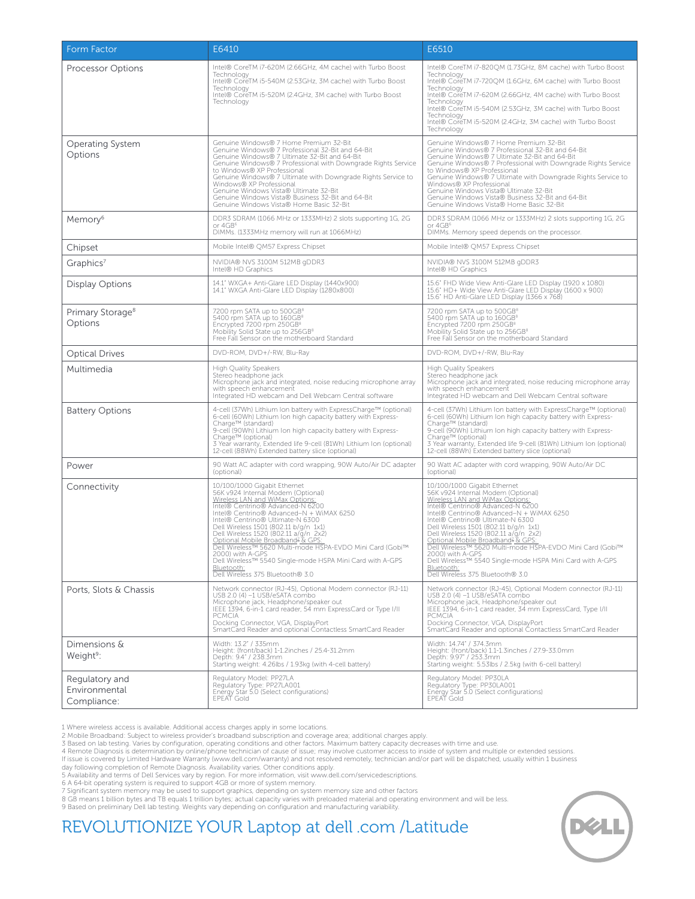| Form Factor | E6410 | E6510 |
|---|---|---|
| Processor Options | Intel® CoreTM i7-620M (2.66GHz, 4M cache) with Turbo Boost Technology<br>Intel® CoreTM i5-540M (2.53GHz, 3M cache) with Turbo Boost Technology<br>Intel® CoreTM i5-520M (2.4GHz, 3M cache) with Turbo Boost Technology | Intel® CoreTM i7-820QM (1.73GHz, 8M cache) with Turbo Boost Technology<br>Intel® CoreTM i7-720QM (1.6GHz, 6M cache) with Turbo Boost Technology<br>Intel® CoreTM i7-620M (2.66GHz, 4M cache) with Turbo Boost Technology<br>Intel® CoreTM i5-540M (2.53GHz, 3M cache) with Turbo Boost Technology<br>Intel® CoreTM i5-520M (2.4GHz, 3M cache) with Turbo Boost Technology |
| Operating System Options | Genuine Windows® 7 Home Premium 32-Bit<br>Genuine Windows® 7 Professional 32-Bit and 64-Bit<br>Genuine Windows® 7 Ultimate 32-Bit and 64-Bit<br>Genuine Windows® 7 Professional with Downgrade Rights Service to Windows® XP Professional<br>Genuine Windows® 7 Ultimate with Downgrade Rights Service to Windows® XP Professional<br>Genuine Windows Vista® Ultimate 32-Bit<br>Genuine Windows Vista® Business 32-Bit and 64-Bit<br>Genuine Windows Vista® Home Basic 32-Bit | Genuine Windows® 7 Home Premium 32-Bit<br>Genuine Windows® 7 Professional 32-Bit and 64-Bit<br>Genuine Windows® 7 Ultimate 32-Bit and 64-Bit<br>Genuine Windows® 7 Professional with Downgrade Rights Service to Windows® XP Professional<br>Genuine Windows® 7 Ultimate with Downgrade Rights Service to Windows® XP Professional<br>Genuine Windows Vista® Ultimate 32-Bit<br>Genuine Windows Vista® Business 32-Bit and 64-Bit<br>Genuine Windows Vista® Home Basic 32-Bit |
| Memory[6] | DDR3 SDRAM (1066 MHz or 1333MHz) 2 slots supporting 1G, 2G or 4GB[6] DIMMs. (1333MHz memory will run at 1066MHz) | DDR3 SDRAM (1066 MHz or 1333MHz) 2 slots supporting 1G, 2G or 4GB[6] DIMMs. Memory speed depends on the processor. |
| Chipset | Mobile Intel® QM57 Express Chipset | Mobile Intel® QM57 Express Chipset |
| Graphics[7] | NVIDIA® NVS 3100M 512MB gDDR3<br>Intel® HD Graphics | NVIDIA® NVS 3100M 512MB gDDR3<br>Intel® HD Graphics |
| Display Options | 14.1" WXGA+ Anti-Glare LED Display (1440x900)<br>14.1" WXGA Anti-Glare LED Display (1280x800) | 15.6" FHD Wide View Anti-Glare LED Display (1920 x 1080)<br>15.6" HD+ Wide View Anti-Glare LED Display (1600 x 900)<br>15.6" HD Anti-Glare LED Display (1366 x 768) |
| Primary Storage[8] Options | 7200 rpm SATA up to 500GB[8]<br>5400 rpm SATA up to 160GB[8]<br>Encrypted 7200 rpm 250GB[8]<br>Mobility Solid State up to 256GB[8]<br>Free Fall Sensor on the motherboard Standard | 7200 rpm SATA up to 500GB[8]<br>5400 rpm SATA up to 160GB[8]<br>Encrypted 7200 rpm 250GB[8]<br>Mobility Solid State up to 256GB[8]<br>Free Fall Sensor on the motherboard Standard |
| Optical Drives | DVD-ROM, DVD+/-RW, Blu-Ray | DVD-ROM, DVD+/-RW, Blu-Ray |
| Multimedia | High Quality Speakers<br>Stereo headphone jack<br>Microphone jack and integrated, noise reducing microphone array with speech enhancement<br>Integrated HD webcam and Dell Webcam Central software | High Quality Speakers<br>Stereo headphone jack<br>Microphone jack and integrated, noise reducing microphone array with speech enhancement<br>Integrated HD webcam and Dell Webcam Central software |
| Battery Options | 4-cell (37Wh) Lithium Ion battery with ExpressCharge™ (optional)<br>6-cell (60Wh) Lithium Ion high capacity battery with Express-Charge™ (standard)<br>9-cell (90Wh) Lithium Ion high capacity battery with Express-Charge™ (optional)<br>3 Year warranty, Extended life 9-cell (81Wh) Lithium Ion (optional)<br>12-cell (88Wh) Extended battery slice (optional) | 4-cell (37Wh) Lithium Ion battery with ExpressCharge™ (optional)<br>6-cell (60Wh) Lithium Ion high capacity battery with Express-Charge™ (standard)<br>9-cell (90Wh) Lithium Ion high capacity battery with Express-Charge™ (optional)<br>3 Year warranty, Extended life 9-cell (81Wh) Lithium Ion (optional)<br>12-cell (88Wh) Extended battery slice (optional) |
| Power | 90 Watt AC adapter with cord wrapping, 90W Auto/Air DC adapter (optional) | 90 Watt AC adapter with cord wrapping, 90W Auto/Air DC (optional) |
| Connectivity | 10/100/1000 Gigabit Ethernet<br>56K v924 Internal Modem (Optional)<br>Wireless LAN and WiMax Options:<br>Intel® Centrino® Advanced-N 6200<br>Intel® Centrino® Advanced–N + WiMAX 6250<br>Intel® Centrino® Ultimate-N 6300<br>Dell Wireless 1501 (802.11 b/g/n 1x1)<br>Dell Wireless 1520 (802.11 a/g/n 2x2)<br>Optional Mobile Broadband[2] & GPS:<br>Dell Wireless™ 5620 Multi-mode HSPA-EVDO Mini Card (Gobi™ 2000) with A-GPS<br>Dell Wireless™ 5540 Single-mode HSPA Mini Card with A-GPS<br>Bluetooth:<br>Dell Wireless 375 Bluetooth® 3.0 | 10/100/1000 Gigabit Ethernet<br>56K v924 Internal Modem (Optional)<br>Wireless LAN and WiMax Options:<br>Intel® Centrino® Advanced-N 6200<br>Intel® Centrino® Advanced–N + WiMAX 6250<br>Intel® Centrino® Ultimate-N 6300<br>Dell Wireless 1501 (802.11 b/g/n 1x1)<br>Dell Wireless 1520 (802.11 a/g/n 2x2)<br>Optional Mobile Broadband[2] & GPS:<br>Dell Wireless™ 5620 Multi-mode HSPA-EVDO Mini Card (Gobi™ 2000) with A-GPS<br>Dell Wireless™ 5540 Single-mode HSPA Mini Card with A-GPS<br>Bluetooth:<br>Dell Wireless 375 Bluetooth® 3.0 |
| Ports, Slots & Chassis | Network connector (RJ-45), Optional Modem connector (RJ-11)<br>USB 2.0 (4) –1 USB/eSATA combo<br>Microphone jack, Headphone/speaker out<br>IEEE 1394, 6-in-1 card reader, 54 mm ExpressCard or Type I/II PCMCIA<br>Docking Connector, VGA, DisplayPort<br>SmartCard Reader and optional Contactless SmartCard Reader | Network connector (RJ-45), Optional Modem connector (RJ-11)<br>USB 2.0 (4) –1 USB/eSATA combo<br>Microphone jack, Headphone/speaker out<br>IEEE 1394, 6-in-1 card reader, 34 mm ExpressCard, Type I/II PCMCIA<br>Docking Connector, VGA, DisplayPort<br>SmartCard Reader and optional Contactless SmartCard Reader |
| Dimensions & Weight[9]: | Width: 13.2" / 335mm<br>Height: (front/back) 1-1.2inches / 25.4-31.2mm<br>Depth: 9.4" / 238.3mm<br>Starting weight: 4.26lbs / 1.93kg (with 4-cell battery) | Width: 14.74" / 374.3mm<br>Height: (front/back) 1.1-1.3inches / 27.9-33.0mm<br>Depth: 9.97" / 253.3mm<br>Starting weight: 5.53lbs / 2.5kg (with 6-cell battery) |
| Regulatory and Environmental Compliance: | Regulatory Model: PP27LA<br>Regulatory Type: PP27LA001<br>Energy Star 5.0 (Select configurations)<br>EPEAT Gold | Regulatory Model: PP30LA<br>Regulatory Type: PP30LA001<br>Energy Star 5.0 (Select configurations)<br>EPEAT Gold |

1 Where wireless access is available. Additional access charges apply in some locations.
2 Mobile Broadband: Subject to wireless provider's broadband subscription and coverage area; additional charges apply.
3 Based on lab testing. Varies by configuration, operating conditions and other factors. Maximum battery capacity decreases with time and use.
4 Remote Diagnosis is determination by online/phone technician of cause of issue; may involve customer access to inside of system and multiple or extended sessions. If issue is covered by Limited Hardware Warranty (www.dell.com/warranty) and not resolved remotely, technician and/or part will be dispatched, usually within 1 business day following completion of Remote Diagnosis. Availability varies. Other conditions apply.
5 Availability and terms of Dell Services vary by region. For more information, visit www.dell.com/servicedescriptions.
6 A 64-bit operating system is required to support 4GB or more of system memory.
7 Significant system memory may be used to support graphics, depending on system memory size and other factors
8 GB means 1 billion bytes and TB equals 1 trillion bytes; actual capacity varies with preloaded material and operating environment and will be less.
9 Based on preliminary Dell lab testing. Weights vary depending on configuration and manufacturing variability.

REVOLUTIONIZE YOUR Laptop at dell .com /Latitude